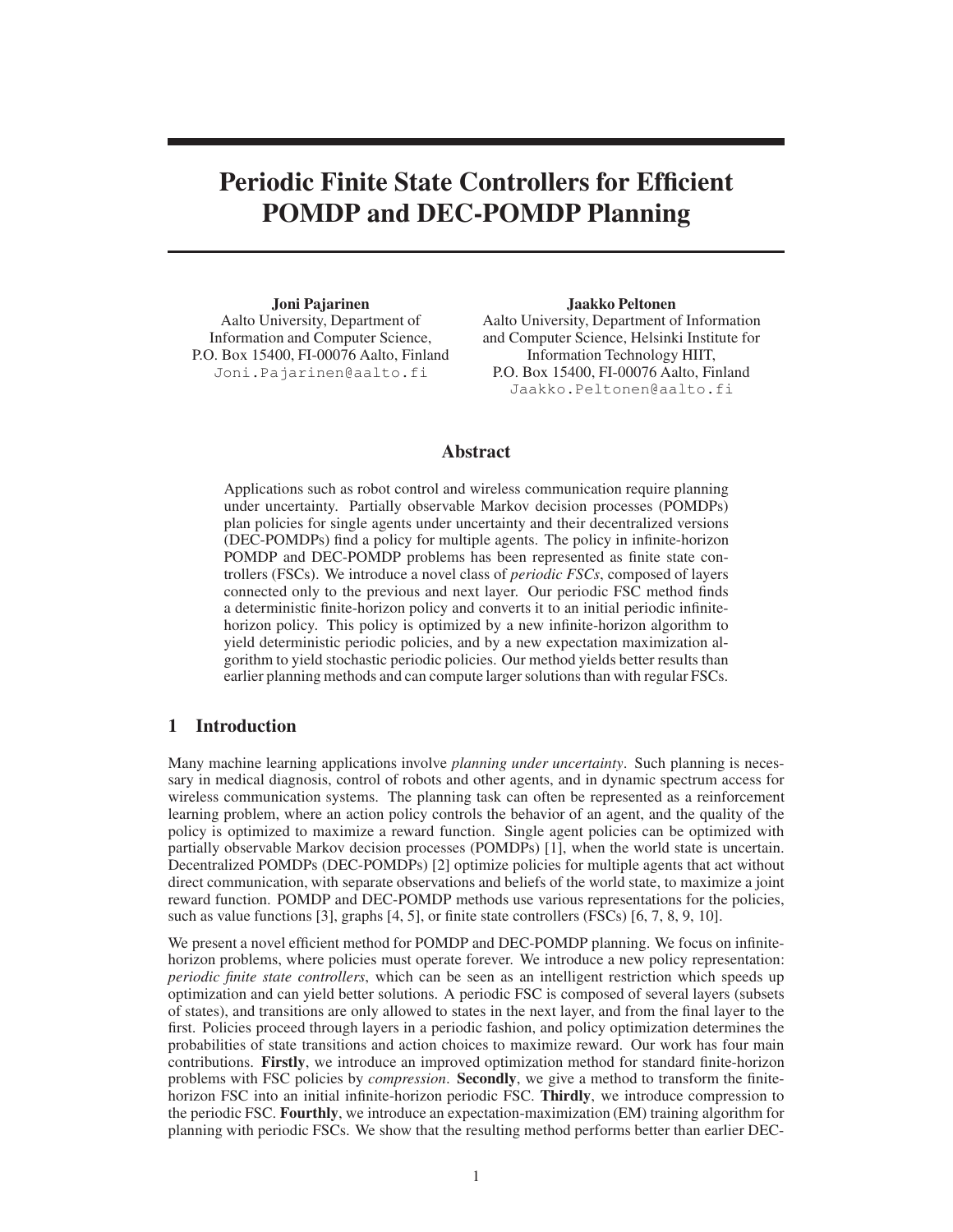# Periodic Finite State Controllers for Efficient POMDP and DEC-POMDP Planning

**Joni Pajarinen**
Aalto University, Department of Information and Computer Science,
P.O. Box 15400, FI-00076 Aalto, Finland
Joni.Pajarinen@aalto.fi

**Jaakko Peltonen**
Aalto University, Department of Information and Computer Science, Helsinki Institute for Information Technology HIIT,
P.O. Box 15400, FI-00076 Aalto, Finland
Jaakko.Peltonen@aalto.fi

## Abstract

Applications such as robot control and wireless communication require planning under uncertainty. Partially observable Markov decision processes (POMDPs) plan policies for single agents under uncertainty and their decentralized versions (DEC-POMDPs) find a policy for multiple agents. The policy in infinite-horizon POMDP and DEC-POMDP problems has been represented as finite state controllers (FSCs). We introduce a novel class of *periodic FSCs*, composed of layers connected only to the previous and next layer. Our periodic FSC method finds a deterministic finite-horizon policy and converts it to an initial periodic infinite-horizon policy. This policy is optimized by a new infinite-horizon algorithm to yield deterministic periodic policies, and by a new expectation maximization algorithm to yield stochastic periodic policies. Our method yields better results than earlier planning methods and can compute larger solutions than with regular FSCs.

## 1 Introduction

Many machine learning applications involve *planning under uncertainty*. Such planning is necessary in medical diagnosis, control of robots and other agents, and in dynamic spectrum access for wireless communication systems. The planning task can often be represented as a reinforcement learning problem, where an action policy controls the behavior of an agent, and the quality of the policy is optimized to maximize a reward function. Single agent policies can be optimized with partially observable Markov decision processes (POMDPs) [1], when the world state is uncertain. Decentralized POMDPs (DEC-POMDPs) [2] optimize policies for multiple agents that act without direct communication, with separate observations and beliefs of the world state, to maximize a joint reward function. POMDP and DEC-POMDP methods use various representations for the policies, such as value functions [3], graphs [4, 5], or finite state controllers (FSCs) [6, 7, 8, 9, 10].

We present a novel efficient method for POMDP and DEC-POMDP planning. We focus on infinite-horizon problems, where policies must operate forever. We introduce a new policy representation: *periodic finite state controllers*, which can be seen as an intelligent restriction which speeds up optimization and can yield better solutions. A periodic FSC is composed of several layers (subsets of states), and transitions are only allowed to states in the next layer, and from the final layer to the first. Policies proceed through layers in a periodic fashion, and policy optimization determines the probabilities of state transitions and action choices to maximize reward. Our work has four main contributions. **Firstly**, we introduce an improved optimization method for standard finite-horizon problems with FSC policies by *compression*. **Secondly**, we give a method to transform the finite-horizon FSC into an initial infinite-horizon periodic FSC. **Thirdly**, we introduce compression to the periodic FSC. **Fourthly**, we introduce an expectation-maximization (EM) training algorithm for planning with periodic FSCs. We show that the resulting method performs better than earlier DEC-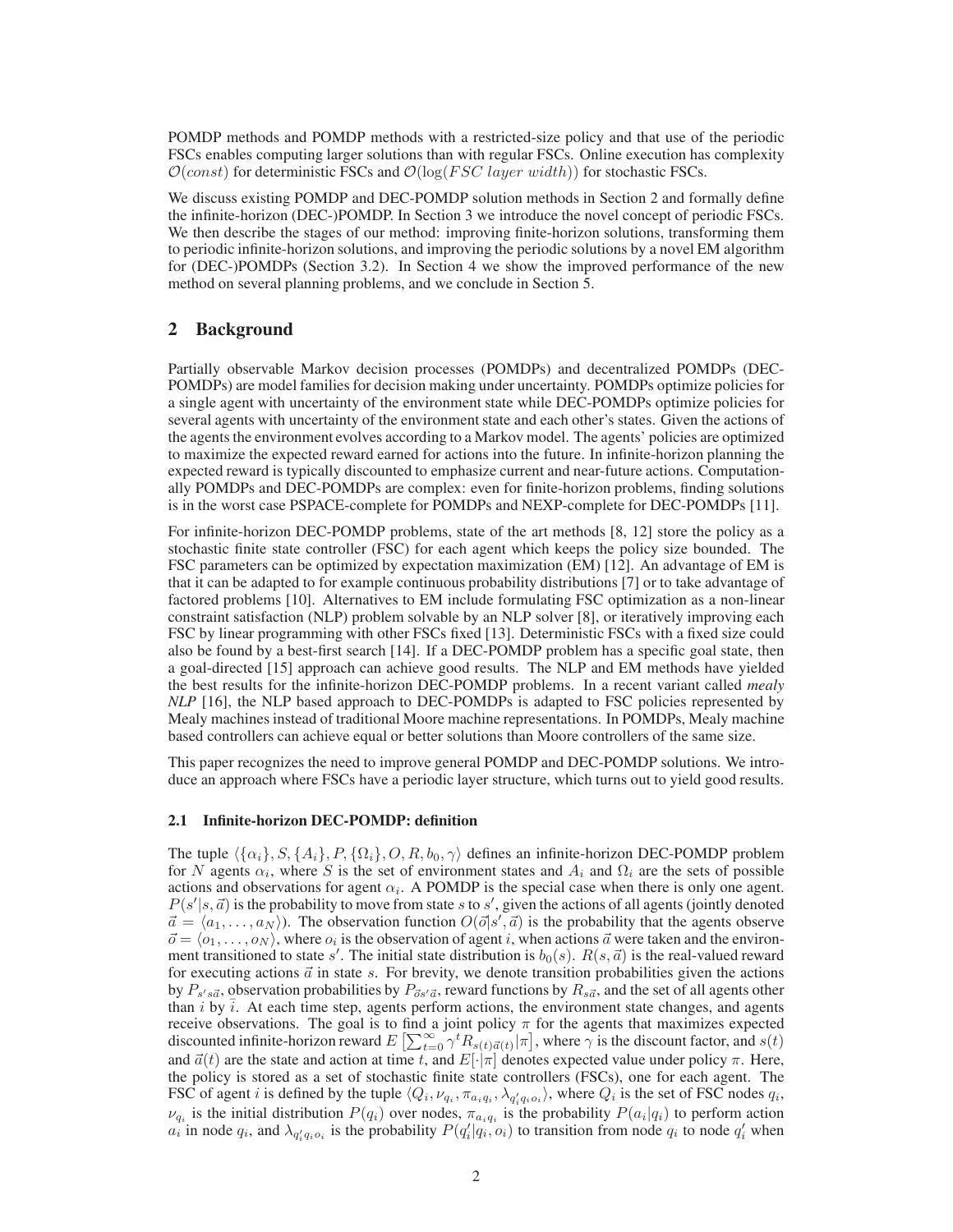POMDP methods and POMDP methods with a restricted-size policy and that use of the periodic FSCs enables computing larger solutions than with regular FSCs. Online execution has complexity $\mathcal{O}(const)$ for deterministic FSCs and $\mathcal{O}(\log(FSC\ layer\ width))$ for stochastic FSCs.

We discuss existing POMDP and DEC-POMDP solution methods in Section 2 and formally define the infinite-horizon (DEC-)POMDP. In Section 3 we introduce the novel concept of periodic FSCs. We then describe the stages of our method: improving finite-horizon solutions, transforming them to periodic infinite-horizon solutions, and improving the periodic solutions by a novel EM algorithm for (DEC-)POMDPs (Section 3.2). In Section 4 we show the improved performance of the new method on several planning problems, and we conclude in Section 5.

## 2 Background

Partially observable Markov decision processes (POMDPs) and decentralized POMDPs (DEC-POMDPs) are model families for decision making under uncertainty. POMDPs optimize policies for a single agent with uncertainty of the environment state while DEC-POMDPs optimize policies for several agents with uncertainty of the environment state and each other's states. Given the actions of the agents the environment evolves according to a Markov model. The agents' policies are optimized to maximize the expected reward earned for actions into the future. In infinite-horizon planning the expected reward is typically discounted to emphasize current and near-future actions. Computationally POMDPs and DEC-POMDPs are complex: even for finite-horizon problems, finding solutions is in the worst case PSPACE-complete for POMDPs and NEXP-complete for DEC-POMDPs [11].

For infinite-horizon DEC-POMDP problems, state of the art methods [8, 12] store the policy as a stochastic finite state controller (FSC) for each agent which keeps the policy size bounded. The FSC parameters can be optimized by expectation maximization (EM) [12]. An advantage of EM is that it can be adapted to for example continuous probability distributions [7] or to take advantage of factored problems [10]. Alternatives to EM include formulating FSC optimization as a non-linear constraint satisfaction (NLP) problem solvable by an NLP solver [8], or iteratively improving each FSC by linear programming with other FSCs fixed [13]. Deterministic FSCs with a fixed size could also be found by a best-first search [14]. If a DEC-POMDP problem has a specific goal state, then a goal-directed [15] approach can achieve good results. The NLP and EM methods have yielded the best results for the infinite-horizon DEC-POMDP problems. In a recent variant called *mealy NLP* [16], the NLP based approach to DEC-POMDPs is adapted to FSC policies represented by Mealy machines instead of traditional Moore machine representations. In POMDPs, Mealy machine based controllers can achieve equal or better solutions than Moore controllers of the same size.

This paper recognizes the need to improve general POMDP and DEC-POMDP solutions. We introduce an approach where FSCs have a periodic layer structure, which turns out to yield good results.

### 2.1 Infinite-horizon DEC-POMDP: definition

The tuple $\langle \{\alpha_i\}, S, \{A_i\}, P, \{\Omega_i\}, O, R, b_0, \gamma \rangle$ defines an infinite-horizon DEC-POMDP problem for $N$ agents $\alpha_i$, where $S$ is the set of environment states and $A_i$ and $\Omega_i$ are the sets of possible actions and observations for agent $\alpha_i$. A POMDP is the special case when there is only one agent. $P(s'|s, \vec{a})$ is the probability to move from state $s$ to $s'$, given the actions of all agents (jointly denoted $\vec{a} = \langle a_1, \ldots, a_N \rangle$). The observation function $O(\vec{o}|s', \vec{a})$ is the probability that the agents observe $\vec{o} = \langle o_1, \ldots, o_N \rangle$, where $o_i$ is the observation of agent $i$, when actions $\vec{a}$ were taken and the environment transitioned to state $s'$. The initial state distribution is $b_0(s)$. $R(s, \vec{a})$ is the real-valued reward for executing actions $\vec{a}$ in state $s$. For brevity, we denote transition probabilities given the actions by $P_{s' s \vec{a}}$, observation probabilities by $P_{\vec{o} s' \vec{a}}$, reward functions by $R_{s\vec{a}}$, and the set of all agents other than $i$ by $\bar{i}$. At each time step, agents perform actions, the environment state changes, and agents receive observations. The goal is to find a joint policy $\pi$ for the agents that maximizes expected discounted infinite-horizon reward $E\left[\sum_{t=0}^{\infty} \gamma^t R_{s(t)\vec{a}(t)} | \pi \right]$, where $\gamma$ is the discount factor, and $s(t)$ and $\vec{a}(t)$ are the state and action at time $t$, and $E[\cdot|\pi]$ denotes expected value under policy $\pi$. Here, the policy is stored as a set of stochastic finite state controllers (FSCs), one for each agent. The FSC of agent $i$ is defined by the tuple $\langle Q_i, \nu_{q_i}, \pi_{a_i q_i}, \lambda_{q_i' q_i o_i} \rangle$, where $Q_i$ is the set of FSC nodes $q_i$, $\nu_{q_i}$ is the initial distribution $P(q_i)$ over nodes, $\pi_{a_i q_i}$ is the probability $P(a_i|q_i)$ to perform action $a_i$ in node $q_i$, and $\lambda_{q_i' q_i o_i}$ is the probability $P(q_i'|q_i, o_i)$ to transition from node $q_i$ to node $q_i'$ when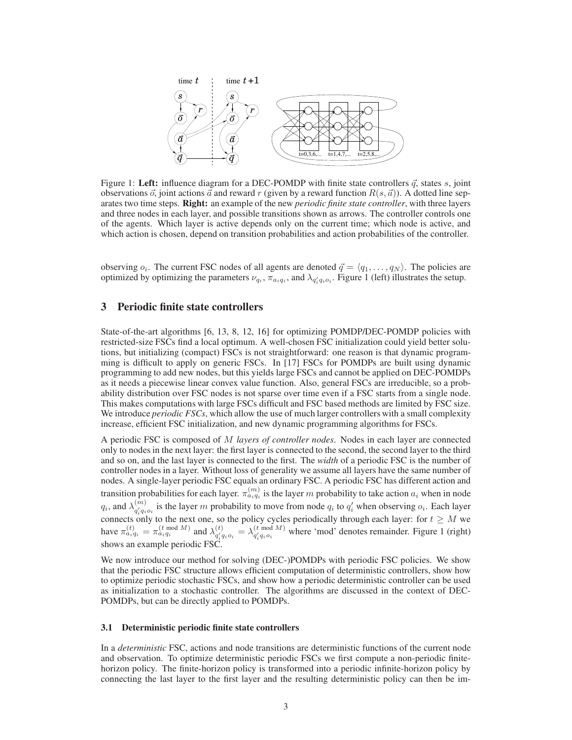Figure 1: **Left:** influence diagram for a DEC-POMDP with finite state controllers $\vec{q}$, states $s$, joint observations $\vec{o}$, joint actions $\vec{a}$ and reward $r$ (given by a reward function $R(s, \vec{a})$). A dotted line separates two time steps. **Right:** an example of the new *periodic finite state controller*, with three layers and three nodes in each layer, and possible transitions shown as arrows. The controller controls one of the agents. Which layer is active depends only on the current time; which node is active, and which action is chosen, depend on transition probabilities and action probabilities of the controller.

observing $o_i$. The current FSC nodes of all agents are denoted $\vec{q} = \langle q_1, \ldots, q_N \rangle$. The policies are optimized by optimizing the parameters $\nu_{q_i}$, $\pi_{a_i q_i}$, and $\lambda_{q_i' q_i o_i}$. Figure 1 (left) illustrates the setup.

## 3 Periodic finite state controllers

State-of-the-art algorithms [6, 13, 8, 12, 16] for optimizing POMDP/DEC-POMDP policies with restricted-size FSCs find a local optimum. A well-chosen FSC initialization could yield better solutions, but initializing (compact) FSCs is not straightforward: one reason is that dynamic programming is difficult to apply on generic FSCs. In [17] FSCs for POMDPs are built using dynamic programming to add new nodes, but this yields large FSCs and cannot be applied on DEC-POMDPs as it needs a piecewise linear convex value function. Also, general FSCs are irreducible, so a probability distribution over FSC nodes is not sparse over time even if a FSC starts from a single node. This makes computations with large FSCs difficult and FSC based methods are limited by FSC size. We introduce *periodic FSCs*, which allow the use of much larger controllers with a small complexity increase, efficient FSC initialization, and new dynamic programming algorithms for FSCs.

A periodic FSC is composed of $M$ *layers of controller nodes*. Nodes in each layer are connected only to nodes in the next layer: the first layer is connected to the second, the second layer to the third and so on, and the last layer is connected to the first. The *width* of a periodic FSC is the number of controller nodes in a layer. Without loss of generality we assume all layers have the same number of nodes. A single-layer periodic FSC equals an ordinary FSC. A periodic FSC has different action and transition probabilities for each layer. $\pi^{(m)}_{a_i q_i}$ is the layer $m$ probability to take action $a_i$ when in node $q_i$, and $\lambda^{(m)}_{q_i' q_i o_i}$ is the layer $m$ probability to move from node $q_i$ to $q_i'$ when observing $o_i$. Each layer connects only to the next one, so the policy cycles periodically through each layer: for $t \geq M$ we have $\pi^{(t)}_{a_i q_i} = \pi^{(t \bmod M)}_{a_i q_i}$ and $\lambda^{(t)}_{q_i' q_i o_i} = \lambda^{(t \bmod M)}_{q_i' q_i o_i}$ where 'mod' denotes remainder. Figure 1 (right) shows an example periodic FSC.

We now introduce our method for solving (DEC-)POMDPs with periodic FSC policies. We show that the periodic FSC structure allows efficient computation of deterministic controllers, show how to optimize periodic stochastic FSCs, and show how a periodic deterministic controller can be used as initialization to a stochastic controller. The algorithms are discussed in the context of DEC-POMDPs, but can be directly applied to POMDPs.

### 3.1 Deterministic periodic finite state controllers

In a *deterministic* FSC, actions and node transitions are deterministic functions of the current node and observation. To optimize deterministic periodic FSCs we first compute a non-periodic finite-horizon policy. The finite-horizon policy is transformed into a periodic infinite-horizon policy by connecting the last layer to the first layer and the resulting deterministic policy can then be im-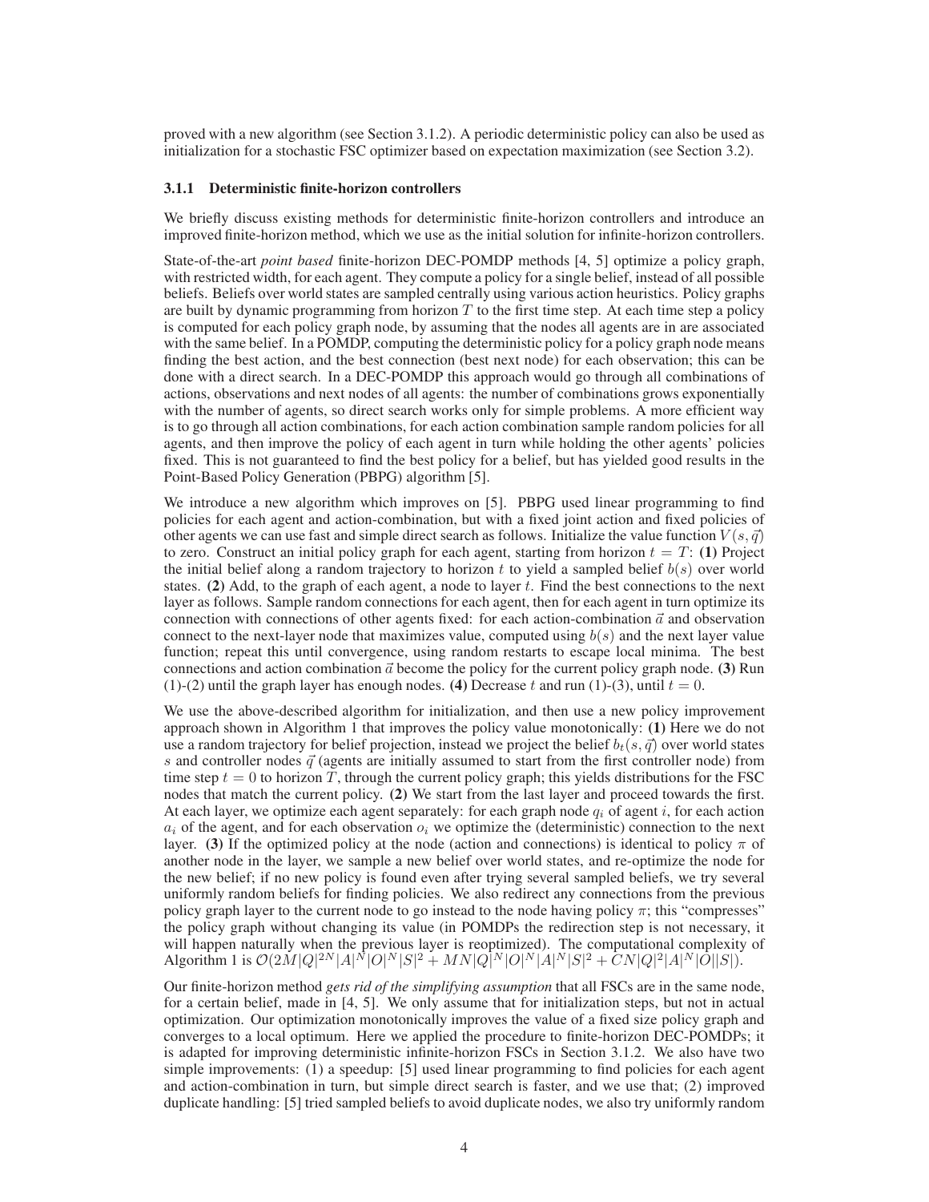proved with a new algorithm (see Section 3.1.2). A periodic deterministic policy can also be used as initialization for a stochastic FSC optimizer based on expectation maximization (see Section 3.2).

### 3.1.1 Deterministic finite-horizon controllers

We briefly discuss existing methods for deterministic finite-horizon controllers and introduce an improved finite-horizon method, which we use as the initial solution for infinite-horizon controllers.

State-of-the-art *point based* finite-horizon DEC-POMDP methods [4, 5] optimize a policy graph, with restricted width, for each agent. They compute a policy for a single belief, instead of all possible beliefs. Beliefs over world states are sampled centrally using various action heuristics. Policy graphs are built by dynamic programming from horizon $T$ to the first time step. At each time step a policy is computed for each policy graph node, by assuming that the nodes all agents are in are associated with the same belief. In a POMDP, computing the deterministic policy for a policy graph node means finding the best action, and the best connection (best next node) for each observation; this can be done with a direct search. In a DEC-POMDP this approach would go through all combinations of actions, observations and next nodes of all agents: the number of combinations grows exponentially with the number of agents, so direct search works only for simple problems. A more efficient way is to go through all action combinations, for each action combination sample random policies for all agents, and then improve the policy of each agent in turn while holding the other agents' policies fixed. This is not guaranteed to find the best policy for a belief, but has yielded good results in the Point-Based Policy Generation (PBPG) algorithm [5].

We introduce a new algorithm which improves on [5]. PBPG used linear programming to find policies for each agent and action-combination, but with a fixed joint action and fixed policies of other agents we can use fast and simple direct search as follows. Initialize the value function $V(s, \vec{q})$ to zero. Construct an initial policy graph for each agent, starting from horizon $t = T$: **(1)** Project the initial belief along a random trajectory to horizon $t$ to yield a sampled belief $b(s)$ over world states. **(2)** Add, to the graph of each agent, a node to layer $t$. Find the best connections to the next layer as follows. Sample random connections for each agent, then for each agent in turn optimize its connection with connections of other agents fixed: for each action-combination $\vec{a}$ and observation connect to the next-layer node that maximizes value, computed using $b(s)$ and the next layer value function; repeat this until convergence, using random restarts to escape local minima. The best connections and action combination $\vec{a}$ become the policy for the current policy graph node. **(3)** Run (1)-(2) until the graph layer has enough nodes. **(4)** Decrease $t$ and run (1)-(3), until $t = 0$.

We use the above-described algorithm for initialization, and then use a new policy improvement approach shown in Algorithm 1 that improves the policy value monotonically: **(1)** Here we do not use a random trajectory for belief projection, instead we project the belief $b_t(s, \vec{q})$ over world states $s$ and controller nodes $\vec{q}$ (agents are initially assumed to start from the first controller node) from time step $t = 0$ to horizon $T$, through the current policy graph; this yields distributions for the FSC nodes that match the current policy. **(2)** We start from the last layer and proceed towards the first. At each layer, we optimize each agent separately: for each graph node $q_i$ of agent $i$, for each action $a_i$ of the agent, and for each observation $o_i$ we optimize the (deterministic) connection to the next layer. **(3)** If the optimized policy at the node (action and connections) is identical to policy $\pi$ of another node in the layer, we sample a new belief over world states, and re-optimize the node for the new belief; if no new policy is found even after trying several sampled beliefs, we try several uniformly random beliefs for finding policies. We also redirect any connections from the previous policy graph layer to the current node to go instead to the node having policy $\pi$; this "compresses" the policy graph without changing its value (in POMDPs the redirection step is not necessary, it will happen naturally when the previous layer is reoptimized). The computational complexity of Algorithm 1 is $\mathcal{O}(2M|Q|^{2N}|A|^N|O|^N|S|^2 + MN|Q|^N|O|^N|A|^N|S|^2 + CN|Q|^2|A|^N|O||S|)$.

Our finite-horizon method *gets rid of the simplifying assumption* that all FSCs are in the same node, for a certain belief, made in [4, 5]. We only assume that for initialization steps, but not in actual optimization. Our optimization monotonically improves the value of a fixed size policy graph and converges to a local optimum. Here we applied the procedure to finite-horizon DEC-POMDPs; it is adapted for improving deterministic infinite-horizon FSCs in Section 3.1.2. We also have two simple improvements: (1) a speedup: [5] used linear programming to find policies for each agent and action-combination in turn, but simple direct search is faster, and we use that; (2) improved duplicate handling: [5] tried sampled beliefs to avoid duplicate nodes, we also try uniformly random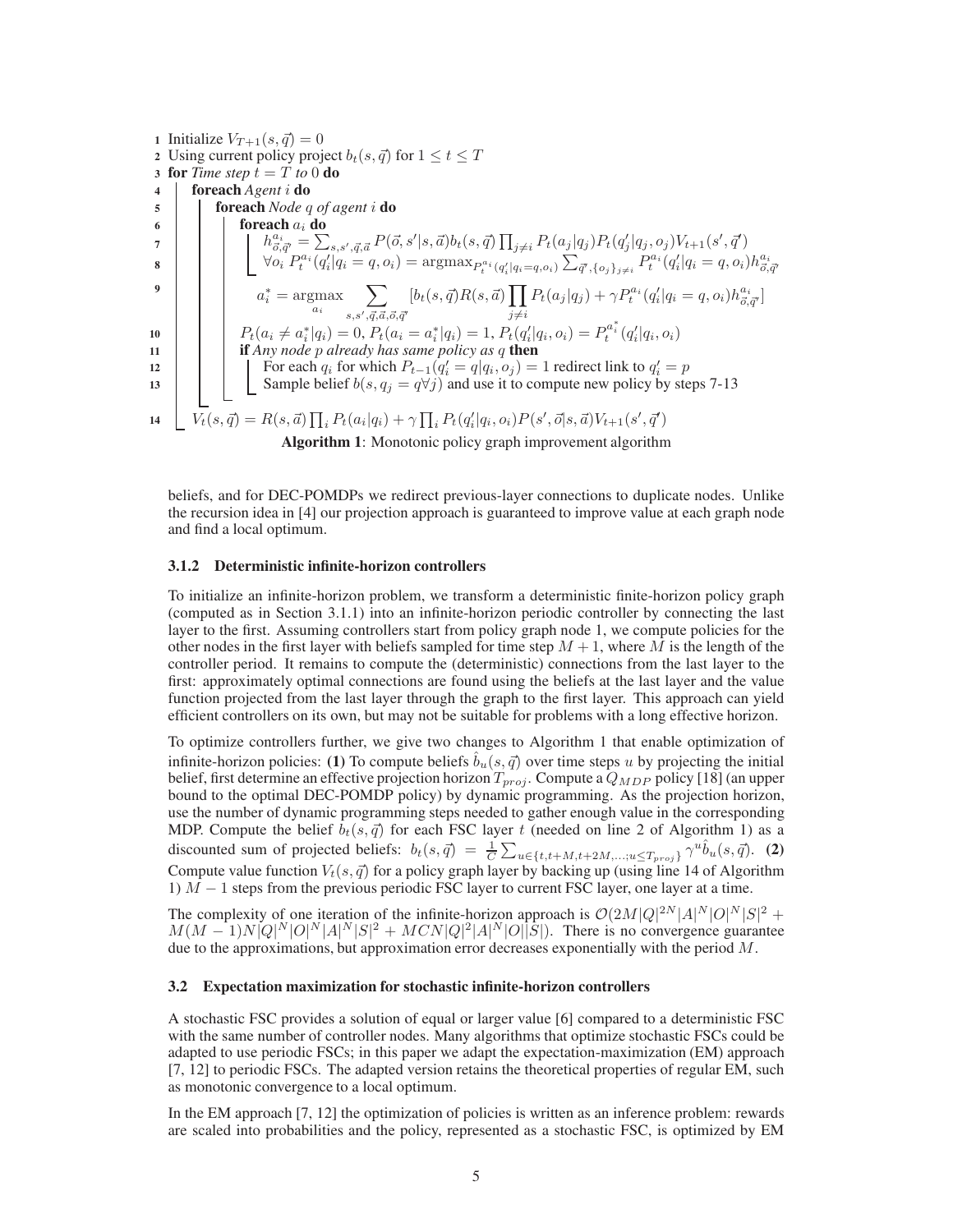```
1  Initialize V_{T+1}(s, q⃗) = 0
2  Using current policy project b_t(s, q⃗) for 1 ≤ t ≤ T
3  for Time step t = T to 0 do
4  |  foreach Agent i do
5  |  |  foreach Node q of agent i do
6  |  |  |  foreach a_i do
7  |  |  |  |  h^{a_i}_{o⃗,q⃗'} = Σ_{s,s',q⃗,a⃗} P(o⃗, s'|s, a⃗) b_t(s, q⃗) Π_{j≠i} P_t(a_j|q_j) P_t(q'_j|q_j, o_j) V_{t+1}(s', q⃗')
8  |  |  |  |  ∀o_i P^{a_i}_t(q'_i|q_i = q, o_i) = argmax_{P^{a_i}_t(q'_i|q_i=q,o_i)} Σ_{q⃗',{o_j}_{j≠i}} P^{a_i}_t(q'_i|q_i = q, o_i) h^{a_i}_{o⃗,q⃗'}
9  |  |  |  a*_i = argmax_{a_i} Σ_{s,s',q⃗,a⃗,o⃗,q⃗'} [b_t(s, q⃗) R(s, a⃗) Π_{j≠i} P_t(a_j|q_j) + γ P^{a_i}_t(q'_i|q_i = q, o_i) h^{a_i}_{o⃗,q⃗'}]
10 |  |  |  P_t(a_i ≠ a*_i|q_i) = 0, P_t(a_i = a*_i|q_i) = 1, P_t(q'_i|q_i, o_i) = P^{a*_i}_t(q'_i|q_i, o_i)
11 |  |  |  if Any node p already has same policy as q then
12 |  |  |  |  For each q_i for which P_{t-1}(q'_i = q|q_i, o_j) = 1 redirect link to q'_i = p
13 |  |  |  |  Sample belief b(s, q_j = q ∀j) and use it to compute new policy by steps 7-13
14 |  V_t(s, q⃗) = R(s, a⃗) Π_i P_t(a_i|q_i) + γ Π_i P_t(q'_i|q_i, o_i) P(s', o⃗|s, a⃗) V_{t+1}(s', q⃗')
```

**Algorithm 1**: Monotonic policy graph improvement algorithm

beliefs, and for DEC-POMDPs we redirect previous-layer connections to duplicate nodes. Unlike the recursion idea in [4] our projection approach is guaranteed to improve value at each graph node and find a local optimum.

#### 3.1.2 Deterministic infinite-horizon controllers

To initialize an infinite-horizon problem, we transform a deterministic finite-horizon policy graph (computed as in Section 3.1.1) into an infinite-horizon periodic controller by connecting the last layer to the first. Assuming controllers start from policy graph node 1, we compute policies for the other nodes in the first layer with beliefs sampled for time step $M + 1$, where $M$ is the length of the controller period. It remains to compute the (deterministic) connections from the last layer to the first: approximately optimal connections are found using the beliefs at the last layer and the value function projected from the last layer through the graph to the first layer. This approach can yield efficient controllers on its own, but may not be suitable for problems with a long effective horizon.

To optimize controllers further, we give two changes to Algorithm 1 that enable optimization of infinite-horizon policies: **(1)** To compute beliefs $\hat{b}_u(s, \vec{q})$ over time steps $u$ by projecting the initial belief, first determine an effective projection horizon $T_{proj}$. Compute a $Q_{MDP}$ policy [18] (an upper bound to the optimal DEC-POMDP policy) by dynamic programming. As the projection horizon, use the number of dynamic programming steps needed to gather enough value in the corresponding MDP. Compute the belief $b_t(s, \vec{q})$ for each FSC layer $t$ (needed on line 2 of Algorithm 1) as a discounted sum of projected beliefs: $b_t(s, \vec{q}) = \frac{1}{C} \sum_{u \in \{t, t+M, t+2M, \ldots; u \leq T_{proj}\}} \gamma^u \hat{b}_u(s, \vec{q})$. **(2)** Compute value function $V_t(s, \vec{q})$ for a policy graph layer by backing up (using line 14 of Algorithm 1) $M - 1$ steps from the previous periodic FSC layer to current FSC layer, one layer at a time.

The complexity of one iteration of the infinite-horizon approach is $\mathcal{O}(2M|Q|^{2N}|A|^N|O|^N|S|^2 + M(M-1)N|Q|^N|O|^N|A|^N|S|^2 + MCN|Q|^2|A|^N|O||S|)$. There is no convergence guarantee due to the approximations, but approximation error decreases exponentially with the period $M$.

### 3.2 Expectation maximization for stochastic infinite-horizon controllers

A stochastic FSC provides a solution of equal or larger value [6] compared to a deterministic FSC with the same number of controller nodes. Many algorithms that optimize stochastic FSCs could be adapted to use periodic FSCs; in this paper we adapt the expectation-maximization (EM) approach [7, 12] to periodic FSCs. The adapted version retains the theoretical properties of regular EM, such as monotonic convergence to a local optimum.

In the EM approach [7, 12] the optimization of policies is written as an inference problem: rewards are scaled into probabilities and the policy, represented as a stochastic FSC, is optimized by EM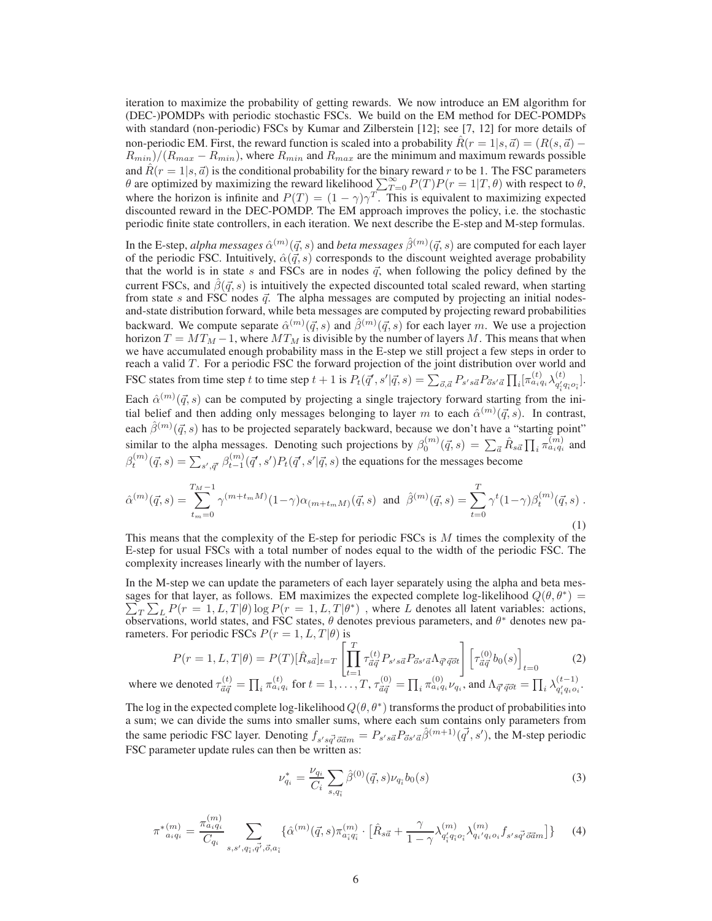iteration to maximize the probability of getting rewards. We now introduce an EM algorithm for (DEC-)POMDPs with periodic stochastic FSCs. We build on the EM method for DEC-POMDPs with standard (non-periodic) FSCs by Kumar and Zilberstein [12]; see [7, 12] for more details of non-periodic EM. First, the reward function is scaled into a probability $\hat{R}(r=1|s,\vec{a}) = (R(s,\vec{a}) - R_{min})/(R_{max} - R_{min})$, where $R_{min}$ and $R_{max}$ are the minimum and maximum rewards possible and $\hat{R}(r=1|s,\vec{a})$ is the conditional probability for the binary reward $r$ to be 1. The FSC parameters $\theta$ are optimized by maximizing the reward likelihood $\sum_{T=0}^{\infty} P(T)P(r=1|T,\theta)$ with respect to $\theta$, where the horizon is infinite and $P(T) = (1-\gamma)\gamma^T$. This is equivalent to maximizing expected discounted reward in the DEC-POMDP. The EM approach improves the policy, i.e. the stochastic periodic finite state controllers, in each iteration. We next describe the E-step and M-step formulas.

In the E-step, *alpha messages* $\hat{\alpha}^{(m)}(\vec{q},s)$ and *beta messages* $\hat{\beta}^{(m)}(\vec{q},s)$ are computed for each layer of the periodic FSC. Intuitively, $\hat{\alpha}(\vec{q},s)$ corresponds to the discount weighted average probability that the world is in state $s$ and FSCs are in nodes $\vec{q}$, when following the policy defined by the current FSCs, and $\hat{\beta}(\vec{q},s)$ is intuitively the expected discounted total scaled reward, when starting from state $s$ and FSC nodes $\vec{q}$. The alpha messages are computed by projecting an initial nodes-and-state distribution forward, while beta messages are computed by projecting reward probabilities backward. We compute separate $\hat{\alpha}^{(m)}(\vec{q},s)$ and $\hat{\beta}^{(m)}(\vec{q},s)$ for each layer $m$. We use a projection horizon $T = MT_M - 1$, where $MT_M$ is divisible by the number of layers $M$. This means that when we have accumulated enough probability mass in the E-step we still project a few steps in order to reach a valid $T$. For a periodic FSC the forward projection of the joint distribution over world and FSC states from time step $t$ to time step $t+1$ is $P_t(\vec{q}', s'|\vec{q},s) = \sum_{\vec{o},\vec{a}} P_{s'sa\vec{a}} P_{\vec{o}s'\vec{a}} \prod_i [\pi^{(t)}_{a_i q_i} \lambda^{(t)}_{q'_i q_i o_i}]$. Each $\hat{\alpha}^{(m)}(\vec{q},s)$ can be computed by projecting a single trajectory forward starting from the initial belief and then adding only messages belonging to layer $m$ to each $\hat{\alpha}^{(m)}(\vec{q},s)$. In contrast, each $\hat{\beta}^{(m)}(\vec{q},s)$ has to be projected separately backward, because we don't have a "starting point" similar to the alpha messages. Denoting such projections by $\beta^{(m)}_0(\vec{q},s) = \sum_{\vec{a}} \hat{R}_{s\vec{a}} \prod_i \pi^{(m)}_{a_i q_i}$ and $\beta^{(m)}_t(\vec{q},s) = \sum_{s',\vec{q}'} \beta^{(m)}_{t-1}(\vec{q}',s') P_t(\vec{q}',s'|\vec{q},s)$ the equations for the messages become

$$\hat{\alpha}^{(m)}(\vec{q},s) = \sum_{t_m=0}^{T_M-1} \gamma^{(m+t_m M)}(1-\gamma)\alpha_{(m+t_m M)}(\vec{q},s) \ \text{ and } \ \hat{\beta}^{(m)}(\vec{q},s) = \sum_{t=0}^{T} \gamma^t (1-\gamma) \beta^{(m)}_t(\vec{q},s) \,. \tag{1}$$

This means that the complexity of the E-step for periodic FSCs is $M$ times the complexity of the E-step for usual FSCs with a total number of nodes equal to the width of the periodic FSC. The complexity increases linearly with the number of layers.

In the M-step we can update the parameters of each layer separately using the alpha and beta messages for that layer, as follows. EM maximizes the expected complete log-likelihood $Q(\theta,\theta^*) = \sum_T \sum_L P(r=1,L,T|\theta) \log P(r=1,L,T|\theta^*)$ , where $L$ denotes all latent variables: actions, observations, world states, and FSC states, $\theta$ denotes previous parameters, and $\theta^*$ denotes new parameters. For periodic FSCs $P(r=1,L,T|\theta)$ is

$$P(r=1,L,T|\theta) = P(T)[\hat{R}_{s\vec{a}}]_{t=T} \left[ \prod_{t=1}^{T} \tau^{(t)}_{\vec{a}\vec{q}} P_{s'sa\vec{a}} P_{\vec{o}s'\vec{a}} \Lambda_{\vec{q}'\vec{q}\vec{o}t} \right] \left[ \tau^{(0)}_{\vec{a}\vec{q}} b_0(s) \right]_{t=0} \tag{2}$$

where we denoted $\tau^{(t)}_{\vec{a}\vec{q}} = \prod_i \pi^{(t)}_{a_i q_i}$ for $t = 1,\ldots,T$, $\tau^{(0)}_{\vec{a}\vec{q}} = \prod_i \pi^{(0)}_{a_i q_i} \nu_{q_i}$, and $\Lambda_{\vec{q}'\vec{q}\vec{o}t} = \prod_i \lambda^{(t-1)}_{q'_i q_i o_i}$.

The log in the expected complete log-likelihood $Q(\theta,\theta^*)$ transforms the product of probabilities into a sum; we can divide the sums into smaller sums, where each sum contains only parameters from the same periodic FSC layer. Denoting $f_{s's\vec{q}'\vec{o}\vec{a}m} = P_{s'sa\vec{a}} P_{\vec{o}s'\vec{a}} \hat{\beta}^{(m+1)}(\vec{q}',s')$, the M-step periodic FSC parameter update rules can then be written as:

$$\nu^*_{q_i} = \frac{\nu_{q_i}}{C_i} \sum_{s,q_{\bar{i}}} \hat{\beta}^{(0)}(\vec{q},s) \nu_{q_{\bar{i}}} b_0(s) \tag{3}$$

$$\pi^{*(m)}_{a_i q_i} = \frac{\pi^{(m)}_{a_i q_i}}{C_{q_i}} \sum_{s,s',q_{\bar{i}},\vec{q}',\vec{o},a_{\bar{i}}} \{ \hat{\alpha}^{(m)}(\vec{q},s) \pi^{(m)}_{a_{\bar{i}} q_{\bar{i}}} \cdot \left[ \hat{R}_{s\vec{a}} + \frac{\gamma}{1-\gamma} \lambda^{(m)}_{q'_{\bar{i}} q_{\bar{i}} o_{\bar{i}}} \lambda^{(m)}_{q_i{}' q_i o_i} f_{s's\vec{q}'\vec{o}\vec{a}m} \right] \} \tag{4}$$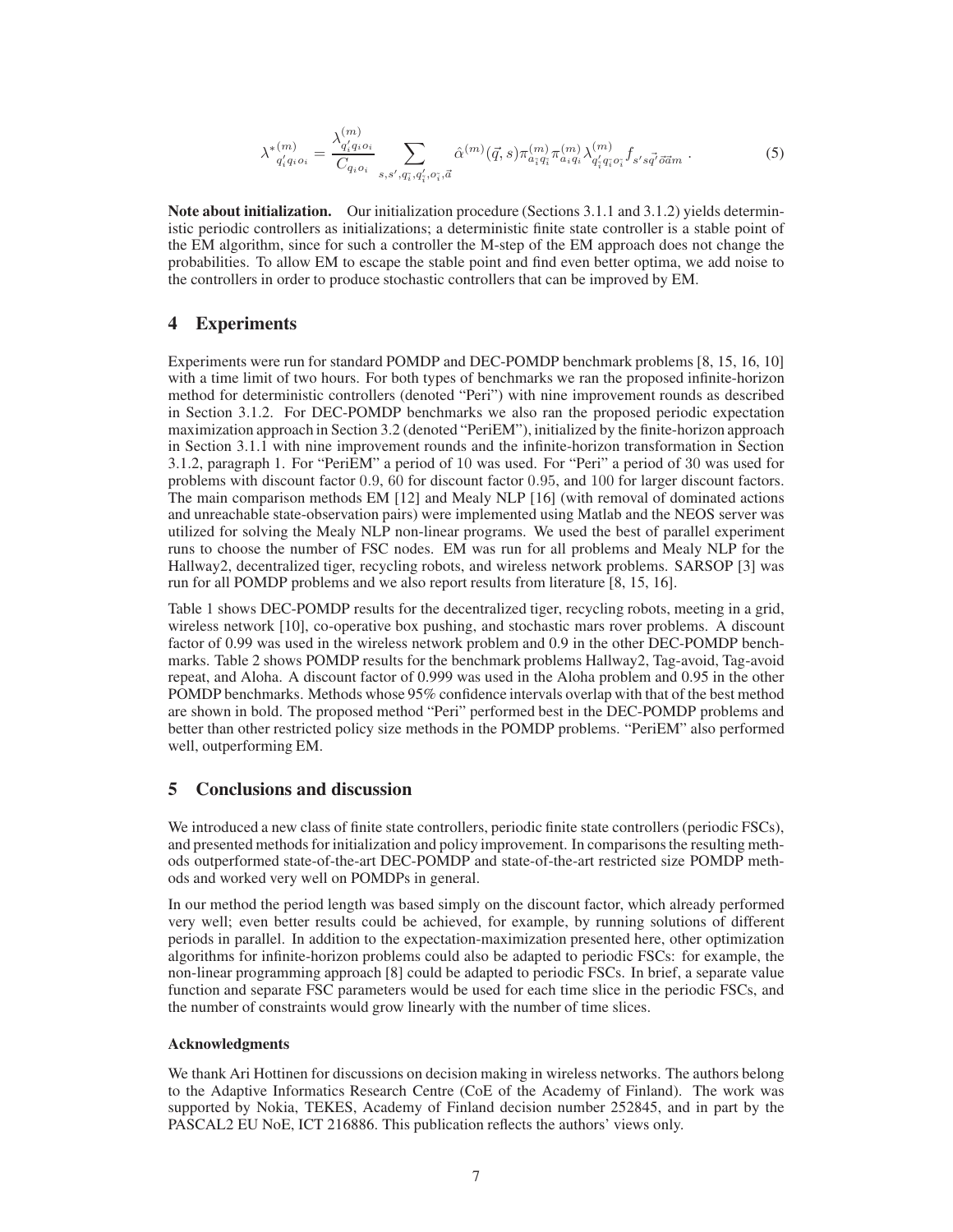$$\lambda^{*(m)}_{q'_i q_i o_i} = \frac{\lambda^{(m)}_{q'_i q_i o_i}}{C_{q_i o_i}} \sum_{s, s', q_{\bar{i}}, q'_{\bar{i}}, o_{\bar{i}}, \vec{a}} \hat{\alpha}^{(m)}(\vec{q}, s) \pi^{(m)}_{a_{\bar{i}} q_{\bar{i}}} \pi^{(m)}_{a_i q_i} \lambda^{(m)}_{q'_{\bar{i}} q_{\bar{i}} o_{\bar{i}}} f_{s' s \vec{q}' \vec{o} \vec{a} m} . \tag{5}$$

**Note about initialization.** Our initialization procedure (Sections 3.1.1 and 3.1.2) yields deterministic periodic controllers as initializations; a deterministic finite state controller is a stable point of the EM algorithm, since for such a controller the M-step of the EM approach does not change the probabilities. To allow EM to escape the stable point and find even better optima, we add noise to the controllers in order to produce stochastic controllers that can be improved by EM.

## 4 Experiments

Experiments were run for standard POMDP and DEC-POMDP benchmark problems [8, 15, 16, 10] with a time limit of two hours. For both types of benchmarks we ran the proposed infinite-horizon method for deterministic controllers (denoted "Peri") with nine improvement rounds as described in Section 3.1.2. For DEC-POMDP benchmarks we also ran the proposed periodic expectation maximization approach in Section 3.2 (denoted "PeriEM"), initialized by the finite-horizon approach in Section 3.1.1 with nine improvement rounds and the infinite-horizon transformation in Section 3.1.2, paragraph 1. For "PeriEM" a period of 10 was used. For "Peri" a period of 30 was used for problems with discount factor 0.9, 60 for discount factor 0.95, and 100 for larger discount factors. The main comparison methods EM [12] and Mealy NLP [16] (with removal of dominated actions and unreachable state-observation pairs) were implemented using Matlab and the NEOS server was utilized for solving the Mealy NLP non-linear programs. We used the best of parallel experiment runs to choose the number of FSC nodes. EM was run for all problems and Mealy NLP for the Hallway2, decentralized tiger, recycling robots, and wireless network problems. SARSOP [3] was run for all POMDP problems and we also report results from literature [8, 15, 16].

Table 1 shows DEC-POMDP results for the decentralized tiger, recycling robots, meeting in a grid, wireless network [10], co-operative box pushing, and stochastic mars rover problems. A discount factor of 0.99 was used in the wireless network problem and 0.9 in the other DEC-POMDP benchmarks. Table 2 shows POMDP results for the benchmark problems Hallway2, Tag-avoid, Tag-avoid repeat, and Aloha. A discount factor of 0.999 was used in the Aloha problem and 0.95 in the other POMDP benchmarks. Methods whose 95% confidence intervals overlap with that of the best method are shown in bold. The proposed method "Peri" performed best in the DEC-POMDP problems and better than other restricted policy size methods in the POMDP problems. "PeriEM" also performed well, outperforming EM.

## 5 Conclusions and discussion

We introduced a new class of finite state controllers, periodic finite state controllers (periodic FSCs), and presented methods for initialization and policy improvement. In comparisons the resulting methods outperformed state-of-the-art DEC-POMDP and state-of-the-art restricted size POMDP methods and worked very well on POMDPs in general.

In our method the period length was based simply on the discount factor, which already performed very well; even better results could be achieved, for example, by running solutions of different periods in parallel. In addition to the expectation-maximization presented here, other optimization algorithms for infinite-horizon problems could also be adapted to periodic FSCs: for example, the non-linear programming approach [8] could be adapted to periodic FSCs. In brief, a separate value function and separate FSC parameters would be used for each time slice in the periodic FSCs, and the number of constraints would grow linearly with the number of time slices.

### Acknowledgments

We thank Ari Hottinen for discussions on decision making in wireless networks. The authors belong to the Adaptive Informatics Research Centre (CoE of the Academy of Finland). The work was supported by Nokia, TEKES, Academy of Finland decision number 252845, and in part by the PASCAL2 EU NoE, ICT 216886. This publication reflects the authors' views only.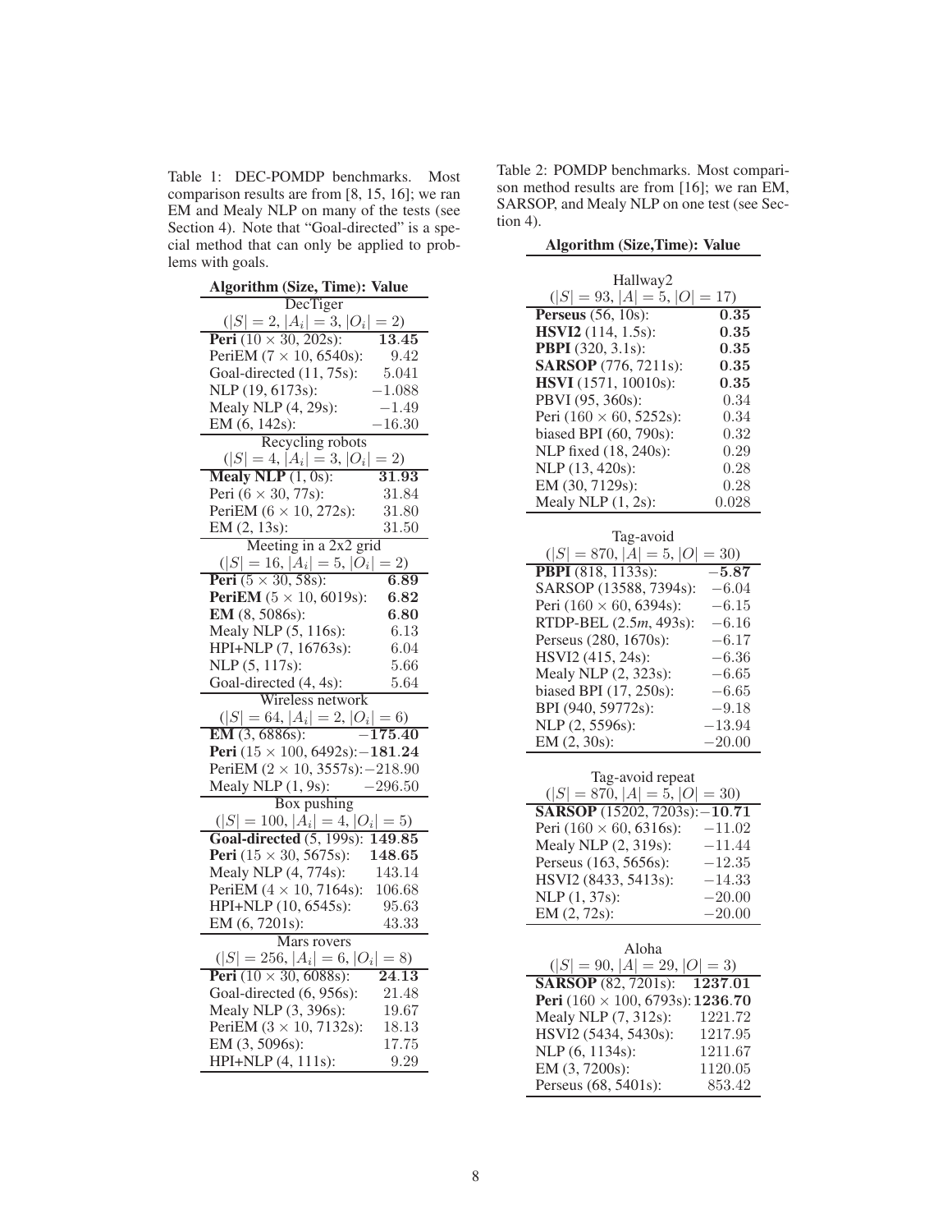Table 1: DEC-POMDP benchmarks. Most comparison results are from [8, 15, 16]; we ran EM and Mealy NLP on many of the tests (see Section 4). Note that "Goal-directed" is a special method that can only be applied to problems with goals.

| **Algorithm (Size, Time): Value** | |
|---|---|
| DecTiger ($\lvert S\rvert = 2, \lvert A_i\rvert = 3, \lvert O_i\rvert = 2$) | |
| **Peri** ($10 \times 30$, 202s): | $\mathbf{13.45}$ |
| PeriEM ($7 \times 10$, 6540s): | 9.42 |
| Goal-directed (11, 75s): | 5.041 |
| NLP (19, 6173s): | $-1.088$ |
| Mealy NLP (4, 29s): | $-1.49$ |
| EM (6, 142s): | $-16.30$ |
| Recycling robots ($\lvert S\rvert = 4, \lvert A_i\rvert = 3, \lvert O_i\rvert = 2$) | |
| **Mealy NLP** (1, 0s): | $\mathbf{31.93}$ |
| Peri ($6 \times 30$, 77s): | 31.84 |
| PeriEM ($6 \times 10$, 272s): | 31.80 |
| EM (2, 13s): | 31.50 |
| Meeting in a 2x2 grid ($\lvert S\rvert = 16, \lvert A_i\rvert = 5, \lvert O_i\rvert = 2$) | |
| **Peri** ($5 \times 30$, 58s): | $\mathbf{6.89}$ |
| **PeriEM** ($5 \times 10$, 6019s): | $\mathbf{6.82}$ |
| **EM** (8, 5086s): | $\mathbf{6.80}$ |
| Mealy NLP (5, 116s): | 6.13 |
| HPI+NLP (7, 16763s): | 6.04 |
| NLP (5, 117s): | 5.66 |
| Goal-directed (4, 4s): | 5.64 |
| Wireless network ($\lvert S\rvert = 64, \lvert A_i\rvert = 2, \lvert O_i\rvert = 6$) | |
| **EM** (3, 6886s): | $\mathbf{-175.40}$ |
| **Peri** ($15 \times 100$, 6492s): | $\mathbf{-181.24}$ |
| PeriEM ($2 \times 10$, 3557s): | $-218.90$ |
| Mealy NLP (1, 9s): | $-296.50$ |
| Box pushing ($\lvert S\rvert = 100, \lvert A_i\rvert = 4, \lvert O_i\rvert = 5$) | |
| **Goal-directed** (5, 199s): | $\mathbf{149.85}$ |
| **Peri** ($15 \times 30$, 5675s): | $\mathbf{148.65}$ |
| Mealy NLP (4, 774s): | 143.14 |
| PeriEM ($4 \times 10$, 7164s): | 106.68 |
| HPI+NLP (10, 6545s): | 95.63 |
| EM (6, 7201s): | 43.33 |
| Mars rovers ($\lvert S\rvert = 256, \lvert A_i\rvert = 6, \lvert O_i\rvert = 8$) | |
| **Peri** ($10 \times 30$, 6088s): | $\mathbf{24.13}$ |
| Goal-directed (6, 956s): | 21.48 |
| Mealy NLP (3, 396s): | 19.67 |
| PeriEM ($3 \times 10$, 7132s): | 18.13 |
| EM (3, 5096s): | 17.75 |
| HPI+NLP (4, 111s): | 9.29 |

Table 2: POMDP benchmarks. Most comparison method results are from [16]; we ran EM, SARSOP, and Mealy NLP on one test (see Section 4).

| **Algorithm (Size,Time): Value** | |
|---|---|
| Hallway2 ($\lvert S\rvert = 93, \lvert A\rvert = 5, \lvert O\rvert = 17$) | |
| **Perseus** (56, 10s): | $\mathbf{0.35}$ |
| **HSVI2** (114, 1.5s): | $\mathbf{0.35}$ |
| **PBPI** (320, 3.1s): | $\mathbf{0.35}$ |
| **SARSOP** (776, 7211s): | $\mathbf{0.35}$ |
| **HSVI** (1571, 10010s): | $\mathbf{0.35}$ |
| PBVI (95, 360s): | 0.34 |
| Peri ($160 \times 60$, 5252s): | 0.34 |
| biased BPI (60, 790s): | 0.32 |
| NLP fixed (18, 240s): | 0.29 |
| NLP (13, 420s): | 0.28 |
| EM (30, 7129s): | 0.28 |
| Mealy NLP (1, 2s): | 0.028 |
| Tag-avoid ($\lvert S\rvert = 870, \lvert A\rvert = 5, \lvert O\rvert = 30$) | |
| **PBPI** (818, 1133s): | $\mathbf{-5.87}$ |
| SARSOP (13588, 7394s): | $-6.04$ |
| Peri ($160 \times 60$, 6394s): | $-6.15$ |
| RTDP-BEL (2.5*m*, 493s): | $-6.16$ |
| Perseus (280, 1670s): | $-6.17$ |
| HSVI2 (415, 24s): | $-6.36$ |
| Mealy NLP (2, 323s): | $-6.65$ |
| biased BPI (17, 250s): | $-6.65$ |
| BPI (940, 59772s): | $-9.18$ |
| NLP (2, 5596s): | $-13.94$ |
| EM (2, 30s): | $-20.00$ |
| Tag-avoid repeat ($\lvert S\rvert = 870, \lvert A\rvert = 5, \lvert O\rvert = 30$) | |
| **SARSOP** (15202, 7203s): | $\mathbf{-10.71}$ |
| Peri ($160 \times 60$, 6316s): | $-11.02$ |
| Mealy NLP (2, 319s): | $-11.44$ |
| Perseus (163, 5656s): | $-12.35$ |
| HSVI2 (8433, 5413s): | $-14.33$ |
| NLP (1, 37s): | $-20.00$ |
| EM (2, 72s): | $-20.00$ |
| Aloha ($\lvert S\rvert = 90, \lvert A\rvert = 29, \lvert O\rvert = 3$) | |
| **SARSOP** (82, 7201s): | $\mathbf{1237.01}$ |
| **Peri** ($160 \times 100$, 6793s): | $\mathbf{1236.70}$ |
| Mealy NLP (7, 312s): | 1221.72 |
| HSVI2 (5434, 5430s): | 1217.95 |
| NLP (6, 1134s): | 1211.67 |
| EM (3, 7200s): | 1120.05 |
| Perseus (68, 5401s): | 853.42 |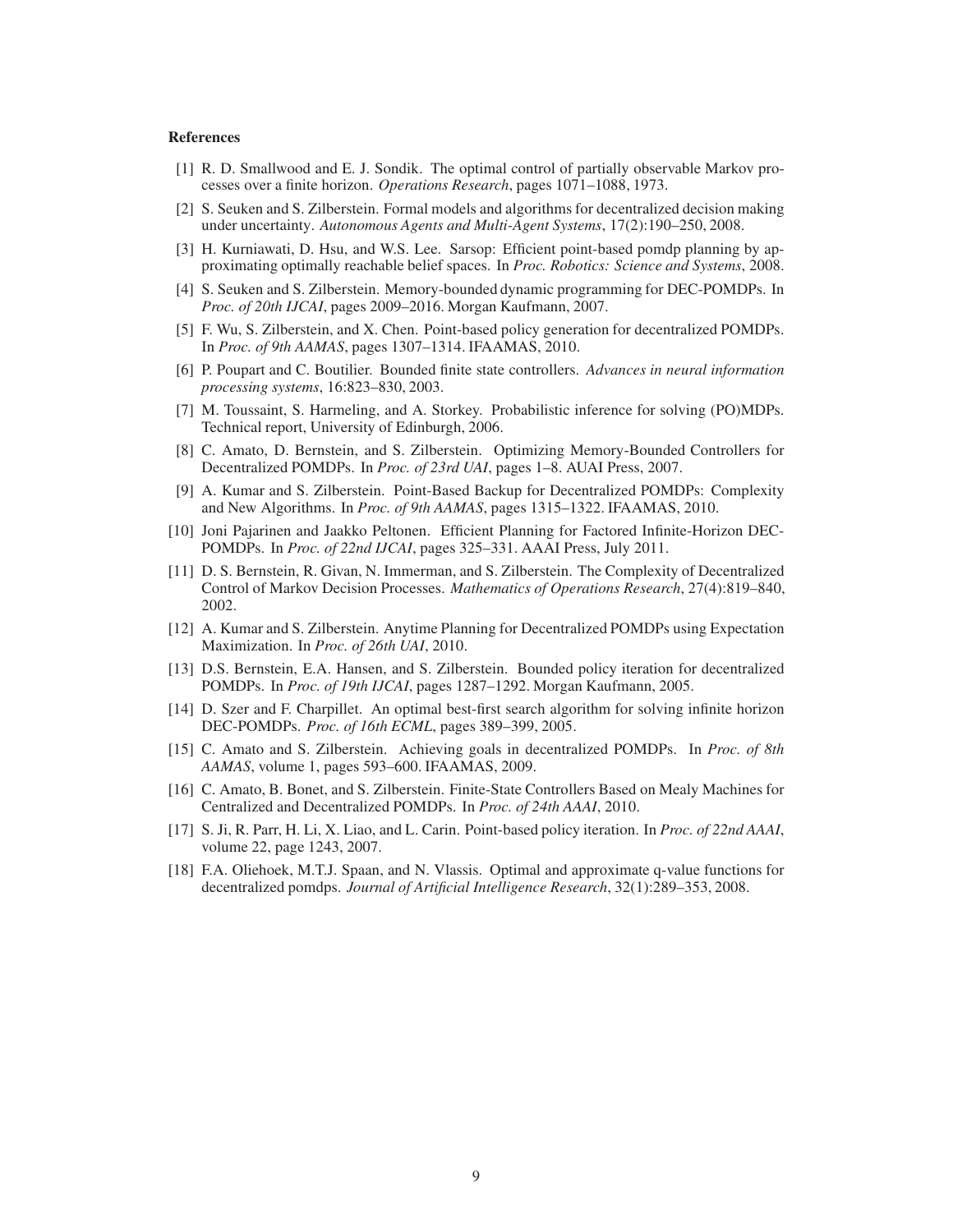### References

[1] R. D. Smallwood and E. J. Sondik. The optimal control of partially observable Markov processes over a finite horizon. *Operations Research*, pages 1071–1088, 1973.

[2] S. Seuken and S. Zilberstein. Formal models and algorithms for decentralized decision making under uncertainty. *Autonomous Agents and Multi-Agent Systems*, 17(2):190–250, 2008.

[3] H. Kurniawati, D. Hsu, and W.S. Lee. Sarsop: Efficient point-based pomdp planning by approximating optimally reachable belief spaces. In *Proc. Robotics: Science and Systems*, 2008.

[4] S. Seuken and S. Zilberstein. Memory-bounded dynamic programming for DEC-POMDPs. In *Proc. of 20th IJCAI*, pages 2009–2016. Morgan Kaufmann, 2007.

[5] F. Wu, S. Zilberstein, and X. Chen. Point-based policy generation for decentralized POMDPs. In *Proc. of 9th AAMAS*, pages 1307–1314. IFAAMAS, 2010.

[6] P. Poupart and C. Boutilier. Bounded finite state controllers. *Advances in neural information processing systems*, 16:823–830, 2003.

[7] M. Toussaint, S. Harmeling, and A. Storkey. Probabilistic inference for solving (PO)MDPs. Technical report, University of Edinburgh, 2006.

[8] C. Amato, D. Bernstein, and S. Zilberstein. Optimizing Memory-Bounded Controllers for Decentralized POMDPs. In *Proc. of 23rd UAI*, pages 1–8. AUAI Press, 2007.

[9] A. Kumar and S. Zilberstein. Point-Based Backup for Decentralized POMDPs: Complexity and New Algorithms. In *Proc. of 9th AAMAS*, pages 1315–1322. IFAAMAS, 2010.

[10] Joni Pajarinen and Jaakko Peltonen. Efficient Planning for Factored Infinite-Horizon DEC-POMDPs. In *Proc. of 22nd IJCAI*, pages 325–331. AAAI Press, July 2011.

[11] D. S. Bernstein, R. Givan, N. Immerman, and S. Zilberstein. The Complexity of Decentralized Control of Markov Decision Processes. *Mathematics of Operations Research*, 27(4):819–840, 2002.

[12] A. Kumar and S. Zilberstein. Anytime Planning for Decentralized POMDPs using Expectation Maximization. In *Proc. of 26th UAI*, 2010.

[13] D.S. Bernstein, E.A. Hansen, and S. Zilberstein. Bounded policy iteration for decentralized POMDPs. In *Proc. of 19th IJCAI*, pages 1287–1292. Morgan Kaufmann, 2005.

[14] D. Szer and F. Charpillet. An optimal best-first search algorithm for solving infinite horizon DEC-POMDPs. *Proc. of 16th ECML*, pages 389–399, 2005.

[15] C. Amato and S. Zilberstein. Achieving goals in decentralized POMDPs. In *Proc. of 8th AAMAS*, volume 1, pages 593–600. IFAAMAS, 2009.

[16] C. Amato, B. Bonet, and S. Zilberstein. Finite-State Controllers Based on Mealy Machines for Centralized and Decentralized POMDPs. In *Proc. of 24th AAAI*, 2010.

[17] S. Ji, R. Parr, H. Li, X. Liao, and L. Carin. Point-based policy iteration. In *Proc. of 22nd AAAI*, volume 22, page 1243, 2007.

[18] F.A. Oliehoek, M.T.J. Spaan, and N. Vlassis. Optimal and approximate q-value functions for decentralized pomdps. *Journal of Artificial Intelligence Research*, 32(1):289–353, 2008.